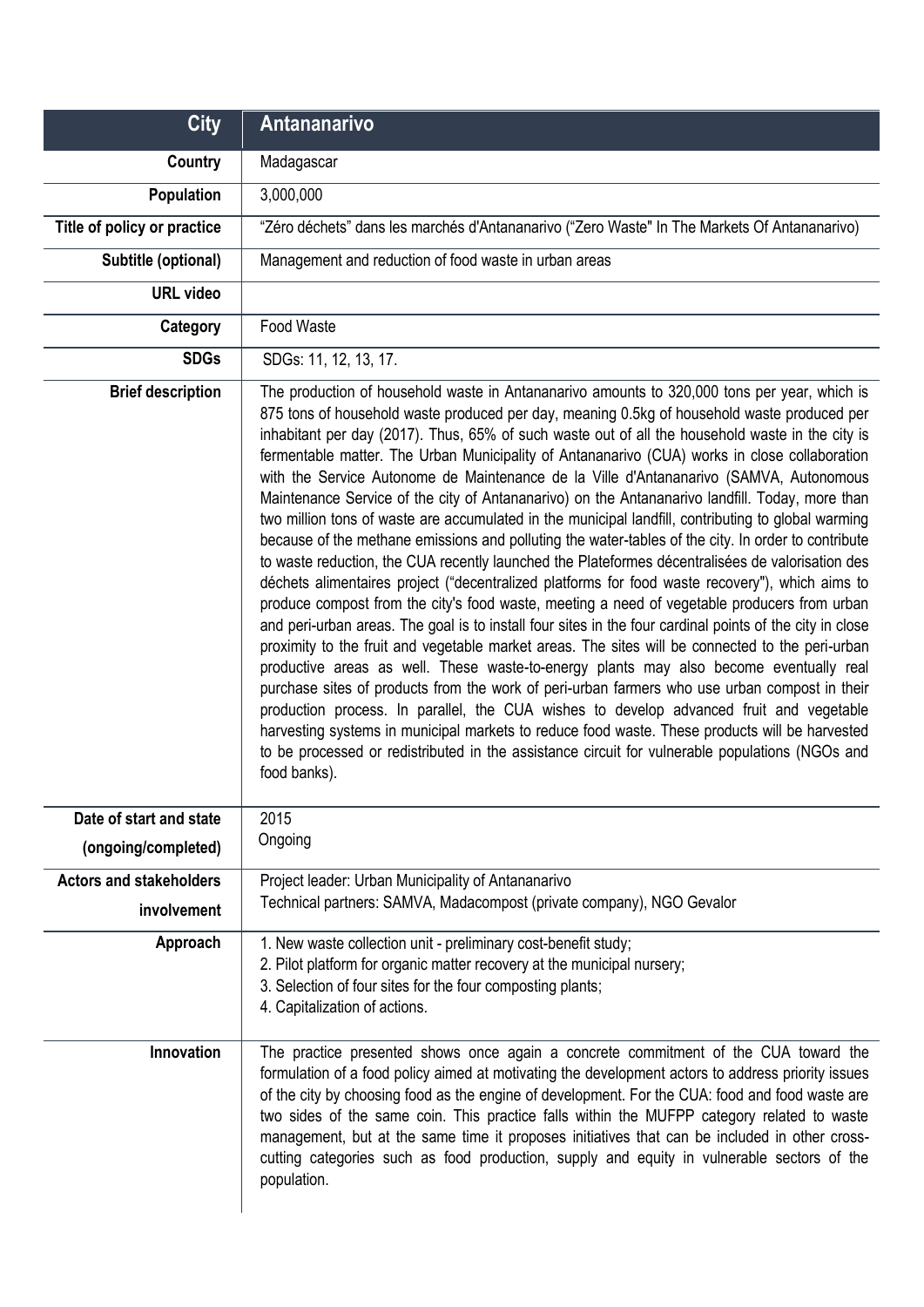| City | Antananarivo |
|---|---|
| **Country** | Madagascar |
| **Population** | 3,000,000 |
| **Title of policy or practice** | "Zéro déchets" dans les marchés d'Antananarivo ("Zero Waste" In The Markets Of Antananarivo) |
| **Subtitle (optional)** | Management and reduction of food waste in urban areas |
| **URL video** | |
| **Category** | Food Waste |
| **SDGs** | SDGs: 11, 12, 13, 17. |
| **Brief description** | The production of household waste in Antananarivo amounts to 320,000 tons per year, which is 875 tons of household waste produced per day, meaning 0.5kg of household waste produced per inhabitant per day (2017). Thus, 65% of such waste out of all the household waste in the city is fermentable matter. The Urban Municipality of Antananarivo (CUA) works in close collaboration with the Service Autonome de Maintenance de la Ville d'Antananarivo (SAMVA, Autonomous Maintenance Service of the city of Antananarivo) on the Antananarivo landfill. Today, more than two million tons of waste are accumulated in the municipal landfill, contributing to global warming because of the methane emissions and polluting the water-tables of the city. In order to contribute to waste reduction, the CUA recently launched the Plateformes décentralisées de valorisation des déchets alimentaires project ("decentralized platforms for food waste recovery"), which aims to produce compost from the city's food waste, meeting a need of vegetable producers from urban and peri-urban areas. The goal is to install four sites in the four cardinal points of the city in close proximity to the fruit and vegetable market areas. The sites will be connected to the peri-urban productive areas as well. These waste-to-energy plants may also become eventually real purchase sites of products from the work of peri-urban farmers who use urban compost in their production process. In parallel, the CUA wishes to develop advanced fruit and vegetable harvesting systems in municipal markets to reduce food waste. These products will be harvested to be processed or redistributed in the assistance circuit for vulnerable populations (NGOs and food banks). |
| **Date of start and state (ongoing/completed)** | 2015<br>Ongoing |
| **Actors and stakeholders involvement** | Project leader: Urban Municipality of Antananarivo<br>Technical partners: SAMVA, Madacompost (private company), NGO Gevalor |
| **Approach** | 1. New waste collection unit - preliminary cost-benefit study;<br>2. Pilot platform for organic matter recovery at the municipal nursery;<br>3. Selection of four sites for the four composting plants;<br>4. Capitalization of actions. |
| **Innovation** | The practice presented shows once again a concrete commitment of the CUA toward the formulation of a food policy aimed at motivating the development actors to address priority issues of the city by choosing food as the engine of development. For the CUA: food and food waste are two sides of the same coin. This practice falls within the MUFPP category related to waste management, but at the same time it proposes initiatives that can be included in other cross-cutting categories such as food production, supply and equity in vulnerable sectors of the population. |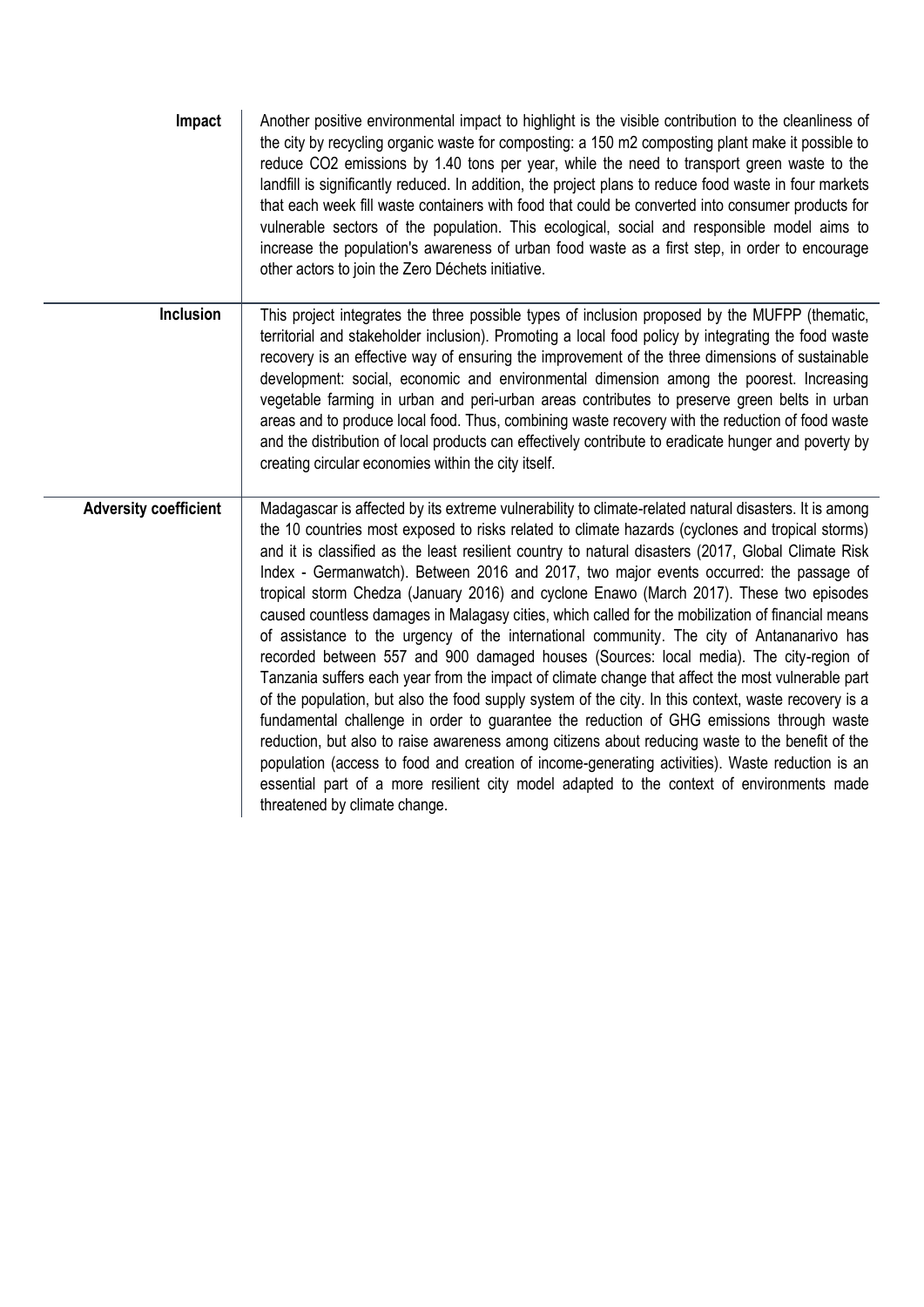| | |
|---|---|
| **Impact** | Another positive environmental impact to highlight is the visible contribution to the cleanliness of the city by recycling organic waste for composting: a 150 m2 composting plant make it possible to reduce $CO_2$ emissions by 1.40 tons per year, while the need to transport green waste to the landfill is significantly reduced. In addition, the project plans to reduce food waste in four markets that each week fill waste containers with food that could be converted into consumer products for vulnerable sectors of the population. This ecological, social and responsible model aims to increase the population's awareness of urban food waste as a first step, in order to encourage other actors to join the Zero Déchets initiative. |
| **Inclusion** | This project integrates the three possible types of inclusion proposed by the MUFPP (thematic, territorial and stakeholder inclusion). Promoting a local food policy by integrating the food waste recovery is an effective way of ensuring the improvement of the three dimensions of sustainable development: social, economic and environmental dimension among the poorest. Increasing vegetable farming in urban and peri-urban areas contributes to preserve green belts in urban areas and to produce local food. Thus, combining waste recovery with the reduction of food waste and the distribution of local products can effectively contribute to eradicate hunger and poverty by creating circular economies within the city itself. |
| **Adversity coefficient** | Madagascar is affected by its extreme vulnerability to climate-related natural disasters. It is among the 10 countries most exposed to risks related to climate hazards (cyclones and tropical storms) and it is classified as the least resilient country to natural disasters (2017, Global Climate Risk Index - Germanwatch). Between 2016 and 2017, two major events occurred: the passage of tropical storm Chedza (January 2016) and cyclone Enawo (March 2017). These two episodes caused countless damages in Malagasy cities, which called for the mobilization of financial means of assistance to the urgency of the international community. The city of Antananarivo has recorded between 557 and 900 damaged houses (Sources: local media). The city-region of Tanzania suffers each year from the impact of climate change that affect the most vulnerable part of the population, but also the food supply system of the city. In this context, waste recovery is a fundamental challenge in order to guarantee the reduction of GHG emissions through waste reduction, but also to raise awareness among citizens about reducing waste to the benefit of the population (access to food and creation of income-generating activities). Waste reduction is an essential part of a more resilient city model adapted to the context of environments made threatened by climate change. |